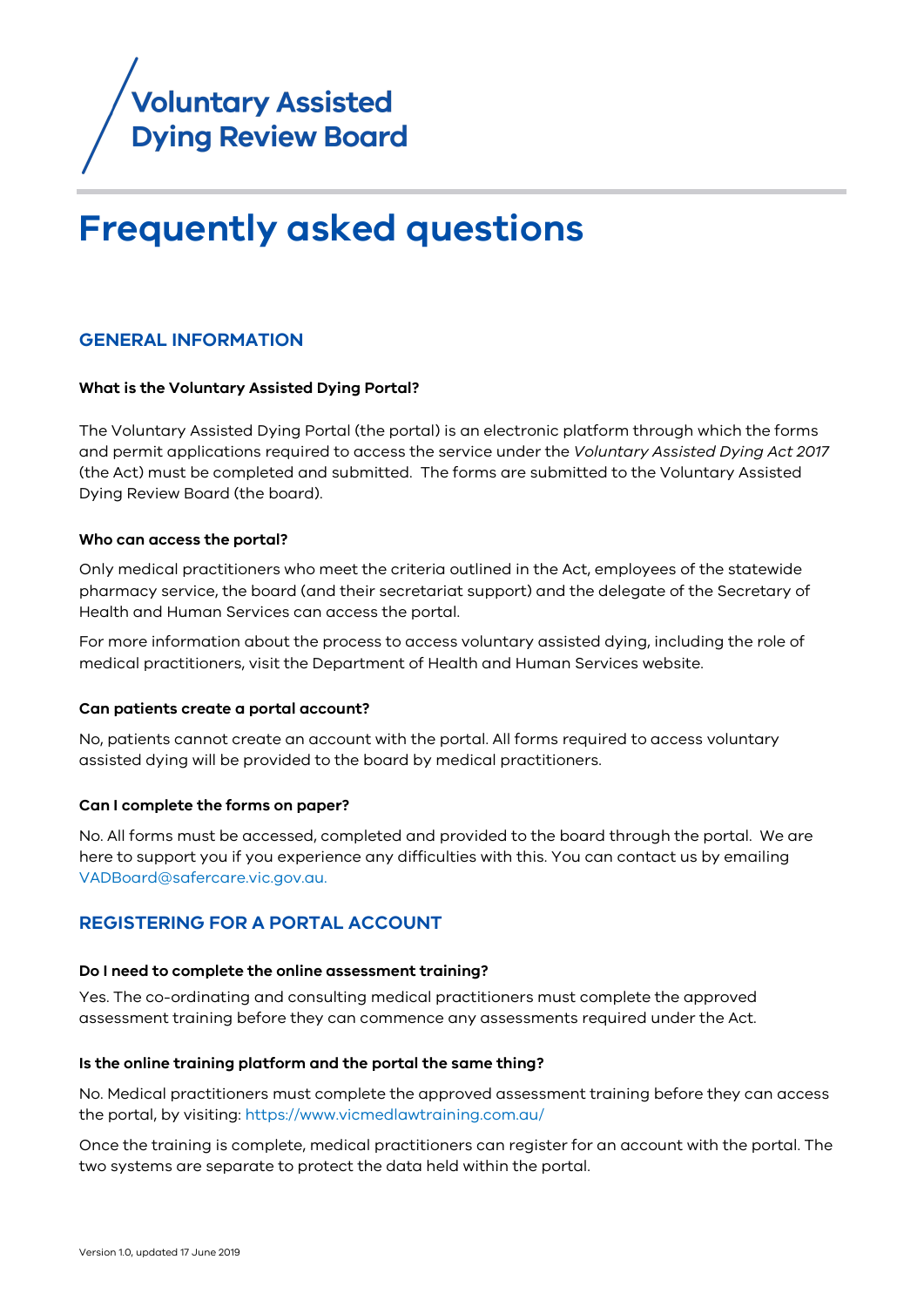Voluntary Assisted Dying Review Board

# Frequently asked questions

## GENERAL INFORMATION

**What is the Voluntary Assisted Dying Portal?**

The Voluntary Assisted Dying Portal (the portal) is an electronic platform through which the forms and permit applications required to access the service under the *Voluntary Assisted Dying Act 2017* (the Act) must be completed and submitted. The forms are submitted to the Voluntary Assisted Dying Review Board (the board).

**Who can access the portal?**

Only medical practitioners who meet the criteria outlined in the Act, employees of the statewide pharmacy service, the board (and their secretariat support) and the delegate of the Secretary of Health and Human Services can access the portal.

For more information about the process to access voluntary assisted dying, including the role of medical practitioners, visit the Department of Health and Human Services website.

**Can patients create a portal account?**

No, patients cannot create an account with the portal. All forms required to access voluntary assisted dying will be provided to the board by medical practitioners.

**Can I complete the forms on paper?**

No. All forms must be accessed, completed and provided to the board through the portal. We are here to support you if you experience any difficulties with this. You can contact us by emailing VADBoard@safercare.vic.gov.au.

## REGISTERING FOR A PORTAL ACCOUNT

**Do I need to complete the online assessment training?**

Yes. The co-ordinating and consulting medical practitioners must complete the approved assessment training before they can commence any assessments required under the Act.

**Is the online training platform and the portal the same thing?**

No. Medical practitioners must complete the approved assessment training before they can access the portal, by visiting: https://www.vicmedlawtraining.com.au/

Once the training is complete, medical practitioners can register for an account with the portal. The two systems are separate to protect the data held within the portal.

Version 1.0, updated 17 June 2019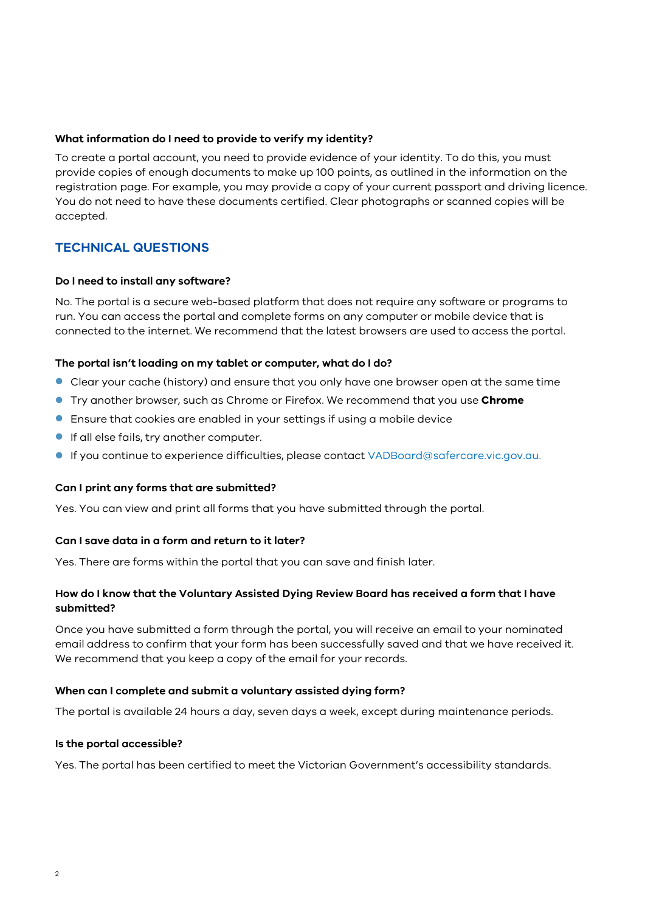**What information do I need to provide to verify my identity?**

To create a portal account, you need to provide evidence of your identity. To do this, you must provide copies of enough documents to make up 100 points, as outlined in the information on the registration page. For example, you may provide a copy of your current passport and driving licence. You do not need to have these documents certified. Clear photographs or scanned copies will be accepted.

## TECHNICAL QUESTIONS

**Do I need to install any software?**

No. The portal is a secure web-based platform that does not require any software or programs to run. You can access the portal and complete forms on any computer or mobile device that is connected to the internet. We recommend that the latest browsers are used to access the portal.

**The portal isn't loading on my tablet or computer, what do I do?**

- Clear your cache (history) and ensure that you only have one browser open at the same time
- Try another browser, such as Chrome or Firefox. We recommend that you use **Chrome**
- Ensure that cookies are enabled in your settings if using a mobile device
- If all else fails, try another computer.
- If you continue to experience difficulties, please contact VADBoard@safercare.vic.gov.au.

**Can I print any forms that are submitted?**

Yes. You can view and print all forms that you have submitted through the portal.

**Can I save data in a form and return to it later?**

Yes. There are forms within the portal that you can save and finish later.

**How do I know that the Voluntary Assisted Dying Review Board has received a form that I have submitted?**

Once you have submitted a form through the portal, you will receive an email to your nominated email address to confirm that your form has been successfully saved and that we have received it. We recommend that you keep a copy of the email for your records.

**When can I complete and submit a voluntary assisted dying form?**

The portal is available 24 hours a day, seven days a week, except during maintenance periods.

**Is the portal accessible?**

Yes. The portal has been certified to meet the Victorian Government's accessibility standards.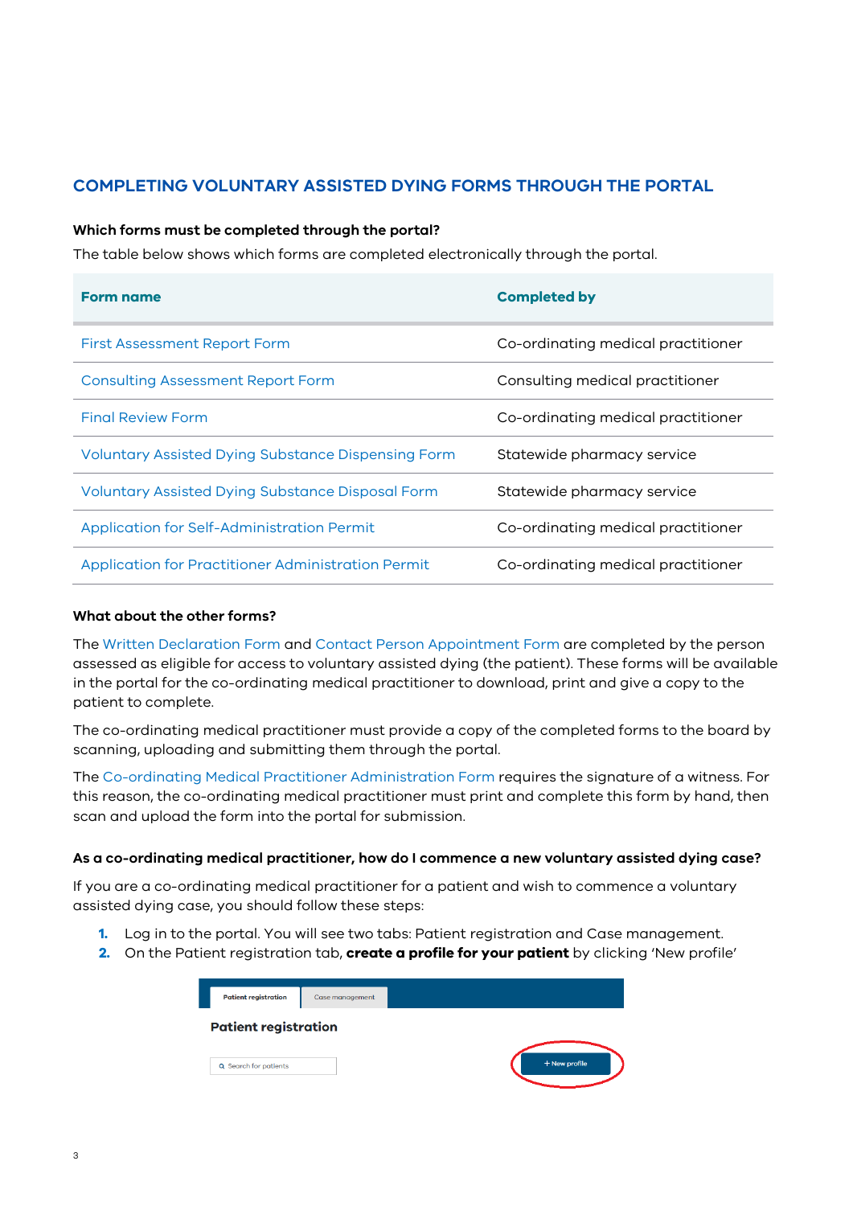## COMPLETING VOLUNTARY ASSISTED DYING FORMS THROUGH THE PORTAL

### Which forms must be completed through the portal?

The table below shows which forms are completed electronically through the portal.

| Form name | Completed by |
| --- | --- |
| First Assessment Report Form | Co-ordinating medical practitioner |
| Consulting Assessment Report Form | Consulting medical practitioner |
| Final Review Form | Co-ordinating medical practitioner |
| Voluntary Assisted Dying Substance Dispensing Form | Statewide pharmacy service |
| Voluntary Assisted Dying Substance Disposal Form | Statewide pharmacy service |
| Application for Self-Administration Permit | Co-ordinating medical practitioner |
| Application for Practitioner Administration Permit | Co-ordinating medical practitioner |

### What about the other forms?

The Written Declaration Form and Contact Person Appointment Form are completed by the person assessed as eligible for access to voluntary assisted dying (the patient). These forms will be available in the portal for the co-ordinating medical practitioner to download, print and give a copy to the patient to complete.

The co-ordinating medical practitioner must provide a copy of the completed forms to the board by scanning, uploading and submitting them through the portal.

The Co-ordinating Medical Practitioner Administration Form requires the signature of a witness. For this reason, the co-ordinating medical practitioner must print and complete this form by hand, then scan and upload the form into the portal for submission.

### As a co-ordinating medical practitioner, how do I commence a new voluntary assisted dying case?

If you are a co-ordinating medical practitioner for a patient and wish to commence a voluntary assisted dying case, you should follow these steps:

1. Log in to the portal. You will see two tabs: Patient registration and Case management.
2. On the Patient registration tab, **create a profile for your patient** by clicking 'New profile'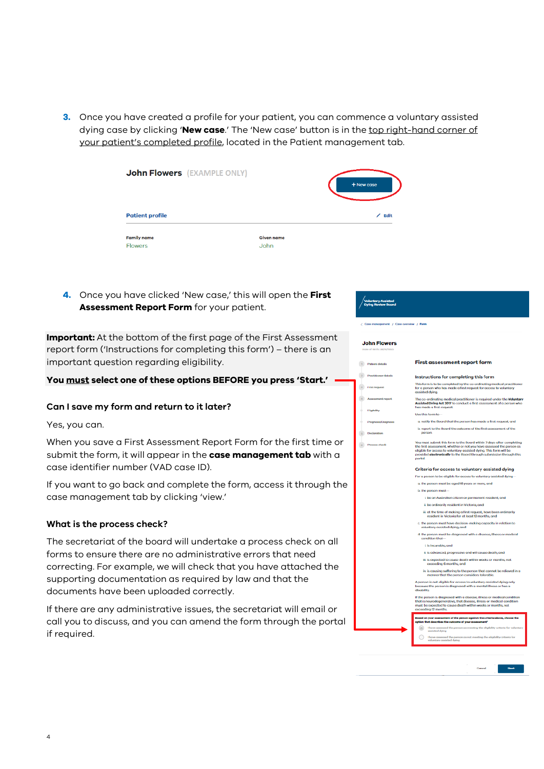3. Once you have created a profile for your patient, you can commence a voluntary assisted dying case by clicking '**New case**.' The 'New case' button is in the top right-hand corner of your patient's completed profile, located in the Patient management tab.

4. Once you have clicked 'New case,' this will open the **First Assessment Report Form** for your patient.

**Important:** At the bottom of the first page of the First Assessment report form ('Instructions for completing this form') – there is an important question regarding eligibility.

**You must select one of these options BEFORE you press 'Start.'**

### Can I save my form and return to it later?

Yes, you can.

When you save a First Assessment Report Form for the first time or submit the form, it will appear in the **case management tab** with a case identifier number (VAD case ID).

If you want to go back and complete the form, access it through the case management tab by clicking 'view.'

### What is the process check?

The secretariat of the board will undertake a process check on all forms to ensure there are no administrative errors that need correcting. For example, we will check that you have attached the supporting documentation as required by law and that the documents have been uploaded correctly.

If there are any administrative issues, the secretariat will email or call you to discuss, and you can amend the form through the portal if required.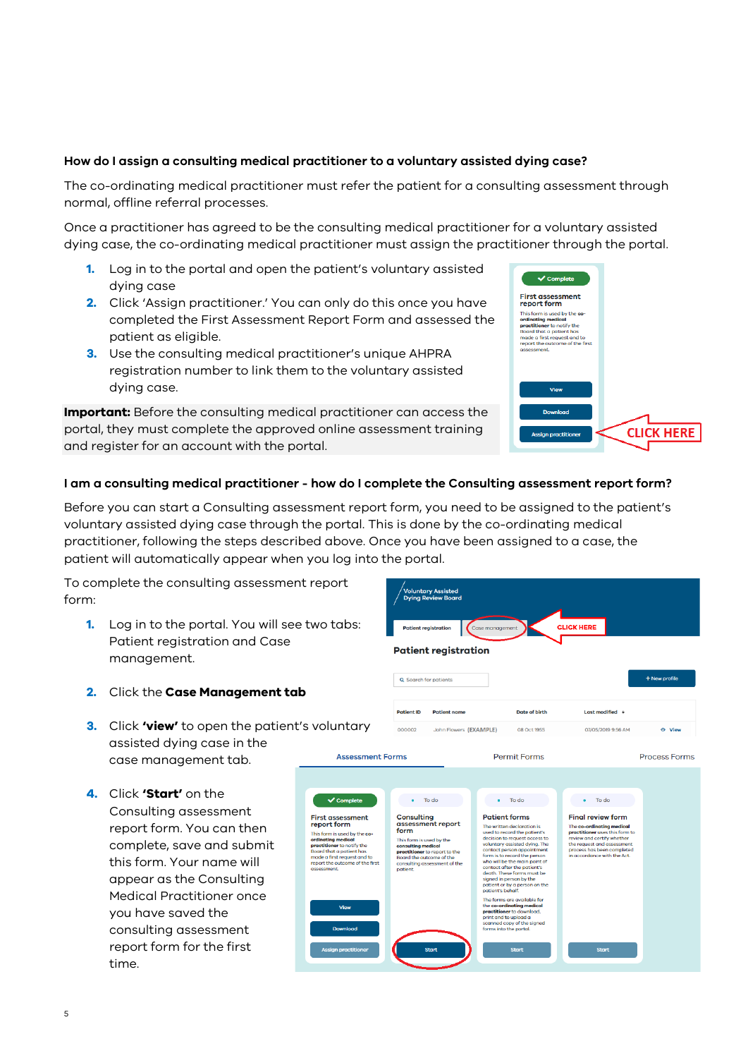### How do I assign a consulting medical practitioner to a voluntary assisted dying case?

The co-ordinating medical practitioner must refer the patient for a consulting assessment through normal, offline referral processes.

Once a practitioner has agreed to be the consulting medical practitioner for a voluntary assisted dying case, the co-ordinating medical practitioner must assign the practitioner through the portal.

1. Log in to the portal and open the patient's voluntary assisted dying case
2. Click 'Assign practitioner.' You can only do this once you have completed the First Assessment Report Form and assessed the patient as eligible.
3. Use the consulting medical practitioner's unique AHPRA registration number to link them to the voluntary assisted dying case.

**Important:** Before the consulting medical practitioner can access the portal, they must complete the approved online assessment training and register for an account with the portal.

### I am a consulting medical practitioner - how do I complete the Consulting assessment report form?

Before you can start a Consulting assessment report form, you need to be assigned to the patient's voluntary assisted dying case through the portal. This is done by the co-ordinating medical practitioner, following the steps described above. Once you have been assigned to a case, the patient will automatically appear when you log into the portal.

To complete the consulting assessment report form:

1. Log in to the portal. You will see two tabs: Patient registration and Case management.
2. Click the **Case Management tab**
3. Click **'view'** to open the patient's voluntary assisted dying case in the case management tab.
4. Click **'Start'** on the Consulting assessment report form. You can then complete, save and submit this form. Your name will appear as the Consulting Medical Practitioner once you have saved the consulting assessment report form for the first time.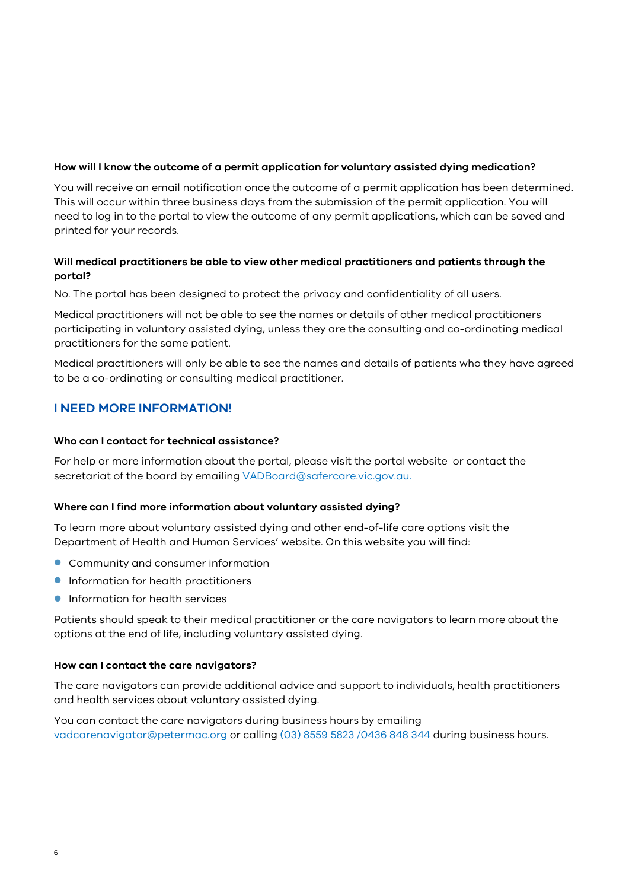**How will I know the outcome of a permit application for voluntary assisted dying medication?**

You will receive an email notification once the outcome of a permit application has been determined. This will occur within three business days from the submission of the permit application. You will need to log in to the portal to view the outcome of any permit applications, which can be saved and printed for your records.

**Will medical practitioners be able to view other medical practitioners and patients through the portal?**

No. The portal has been designed to protect the privacy and confidentiality of all users.

Medical practitioners will not be able to see the names or details of other medical practitioners participating in voluntary assisted dying, unless they are the consulting and co-ordinating medical practitioners for the same patient.

Medical practitioners will only be able to see the names and details of patients who they have agreed to be a co-ordinating or consulting medical practitioner.

## I NEED MORE INFORMATION!

**Who can I contact for technical assistance?**

For help or more information about the portal, please visit the portal website or contact the secretariat of the board by emailing VADBoard@safercare.vic.gov.au.

**Where can I find more information about voluntary assisted dying?**

To learn more about voluntary assisted dying and other end-of-life care options visit the Department of Health and Human Services' website. On this website you will find:

- Community and consumer information
- Information for health practitioners
- Information for health services

Patients should speak to their medical practitioner or the care navigators to learn more about the options at the end of life, including voluntary assisted dying.

**How can I contact the care navigators?**

The care navigators can provide additional advice and support to individuals, health practitioners and health services about voluntary assisted dying.

You can contact the care navigators during business hours by emailing vadcarenavigator@petermac.org or calling (03) 8559 5823 /0436 848 344 during business hours.